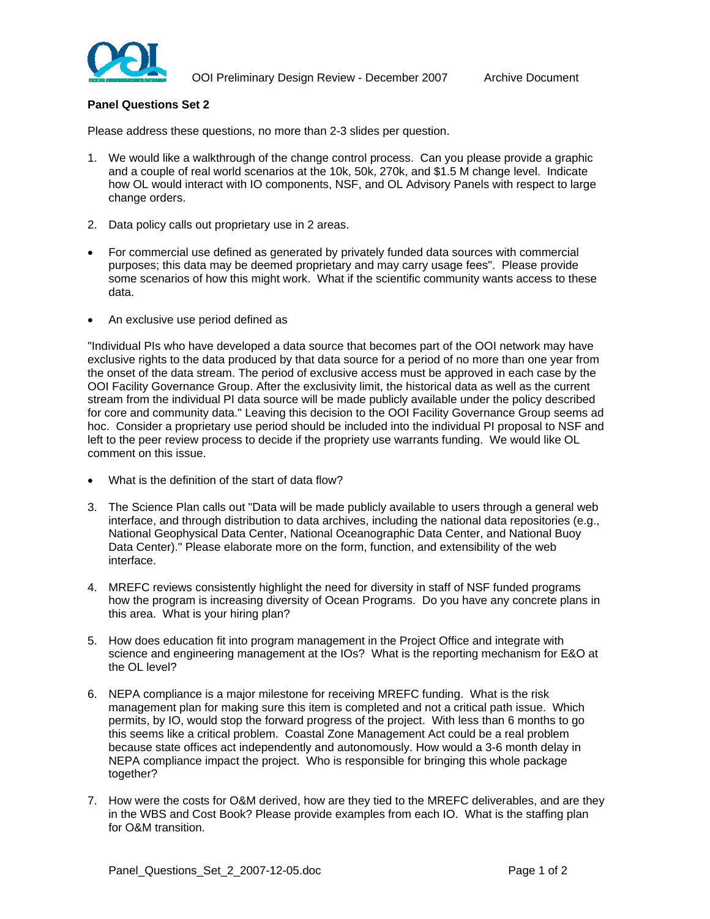**Panel Questions Set 2**

Please address these questions, no more than 2-3 slides per question.

1. We would like a walkthrough of the change control process. Can you please provide a graphic and a couple of real world scenarios at the 10k, 50k, 270k, and $1.5 M change level. Indicate how OL would interact with IO components, NSF, and OL Advisory Panels with respect to large change orders.

2. Data policy calls out proprietary use in 2 areas.

- For commercial use defined as generated by privately funded data sources with commercial purposes; this data may be deemed proprietary and may carry usage fees". Please provide some scenarios of how this might work. What if the scientific community wants access to these data.

- An exclusive use period defined as

"Individual PIs who have developed a data source that becomes part of the OOI network may have exclusive rights to the data produced by that data source for a period of no more than one year from the onset of the data stream. The period of exclusive access must be approved in each case by the OOI Facility Governance Group. After the exclusivity limit, the historical data as well as the current stream from the individual PI data source will be made publicly available under the policy described for core and community data." Leaving this decision to the OOI Facility Governance Group seems ad hoc. Consider a proprietary use period should be included into the individual PI proposal to NSF and left to the peer review process to decide if the propriety use warrants funding. We would like OL comment on this issue.

- What is the definition of the start of data flow?

3. The Science Plan calls out "Data will be made publicly available to users through a general web interface, and through distribution to data archives, including the national data repositories (e.g., National Geophysical Data Center, National Oceanographic Data Center, and National Buoy Data Center)." Please elaborate more on the form, function, and extensibility of the web interface.

4. MREFC reviews consistently highlight the need for diversity in staff of NSF funded programs how the program is increasing diversity of Ocean Programs. Do you have any concrete plans in this area. What is your hiring plan?

5. How does education fit into program management in the Project Office and integrate with science and engineering management at the IOs? What is the reporting mechanism for E&O at the OL level?

6. NEPA compliance is a major milestone for receiving MREFC funding. What is the risk management plan for making sure this item is completed and not a critical path issue. Which permits, by IO, would stop the forward progress of the project. With less than 6 months to go this seems like a critical problem. Coastal Zone Management Act could be a real problem because state offices act independently and autonomously. How would a 3-6 month delay in NEPA compliance impact the project. Who is responsible for bringing this whole package together?

7. How were the costs for O&M derived, how are they tied to the MREFC deliverables, and are they in the WBS and Cost Book? Please provide examples from each IO. What is the staffing plan for O&M transition.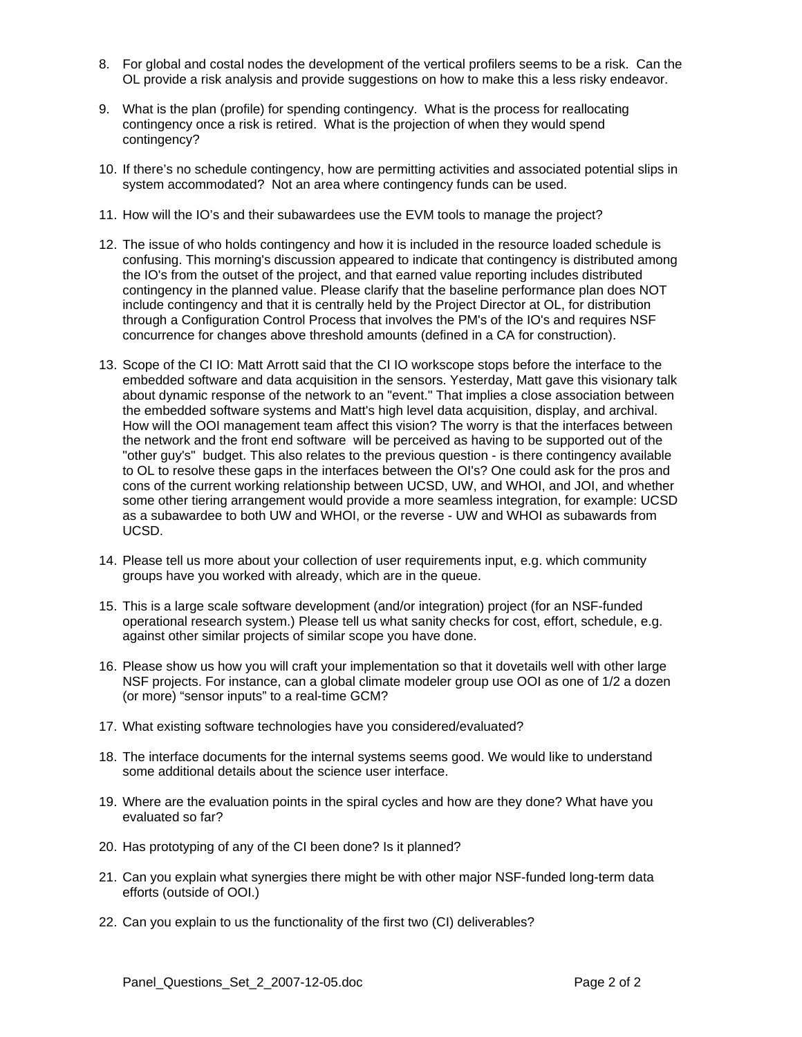8. For global and costal nodes the development of the vertical profilers seems to be a risk. Can the OL provide a risk analysis and provide suggestions on how to make this a less risky endeavor.

9. What is the plan (profile) for spending contingency. What is the process for reallocating contingency once a risk is retired. What is the projection of when they would spend contingency?

10. If there's no schedule contingency, how are permitting activities and associated potential slips in system accommodated? Not an area where contingency funds can be used.

11. How will the IO's and their subawardees use the EVM tools to manage the project?

12. The issue of who holds contingency and how it is included in the resource loaded schedule is confusing. This morning's discussion appeared to indicate that contingency is distributed among the IO's from the outset of the project, and that earned value reporting includes distributed contingency in the planned value. Please clarify that the baseline performance plan does NOT include contingency and that it is centrally held by the Project Director at OL, for distribution through a Configuration Control Process that involves the PM's of the IO's and requires NSF concurrence for changes above threshold amounts (defined in a CA for construction).

13. Scope of the CI IO: Matt Arrott said that the CI IO workscope stops before the interface to the embedded software and data acquisition in the sensors. Yesterday, Matt gave this visionary talk about dynamic response of the network to an "event." That implies a close association between the embedded software systems and Matt's high level data acquisition, display, and archival. How will the OOI management team affect this vision? The worry is that the interfaces between the network and the front end software will be perceived as having to be supported out of the "other guy's" budget. This also relates to the previous question - is there contingency available to OL to resolve these gaps in the interfaces between the OI's? One could ask for the pros and cons of the current working relationship between UCSD, UW, and WHOI, and JOI, and whether some other tiering arrangement would provide a more seamless integration, for example: UCSD as a subawardee to both UW and WHOI, or the reverse - UW and WHOI as subawards from UCSD.

14. Please tell us more about your collection of user requirements input, e.g. which community groups have you worked with already, which are in the queue.

15. This is a large scale software development (and/or integration) project (for an NSF-funded operational research system.) Please tell us what sanity checks for cost, effort, schedule, e.g. against other similar projects of similar scope you have done.

16. Please show us how you will craft your implementation so that it dovetails well with other large NSF projects. For instance, can a global climate modeler group use OOI as one of 1/2 a dozen (or more) "sensor inputs" to a real-time GCM?

17. What existing software technologies have you considered/evaluated?

18. The interface documents for the internal systems seems good. We would like to understand some additional details about the science user interface.

19. Where are the evaluation points in the spiral cycles and how are they done? What have you evaluated so far?

20. Has prototyping of any of the CI been done? Is it planned?

21. Can you explain what synergies there might be with other major NSF-funded long-term data efforts (outside of OOI.)

22. Can you explain to us the functionality of the first two (CI) deliverables?